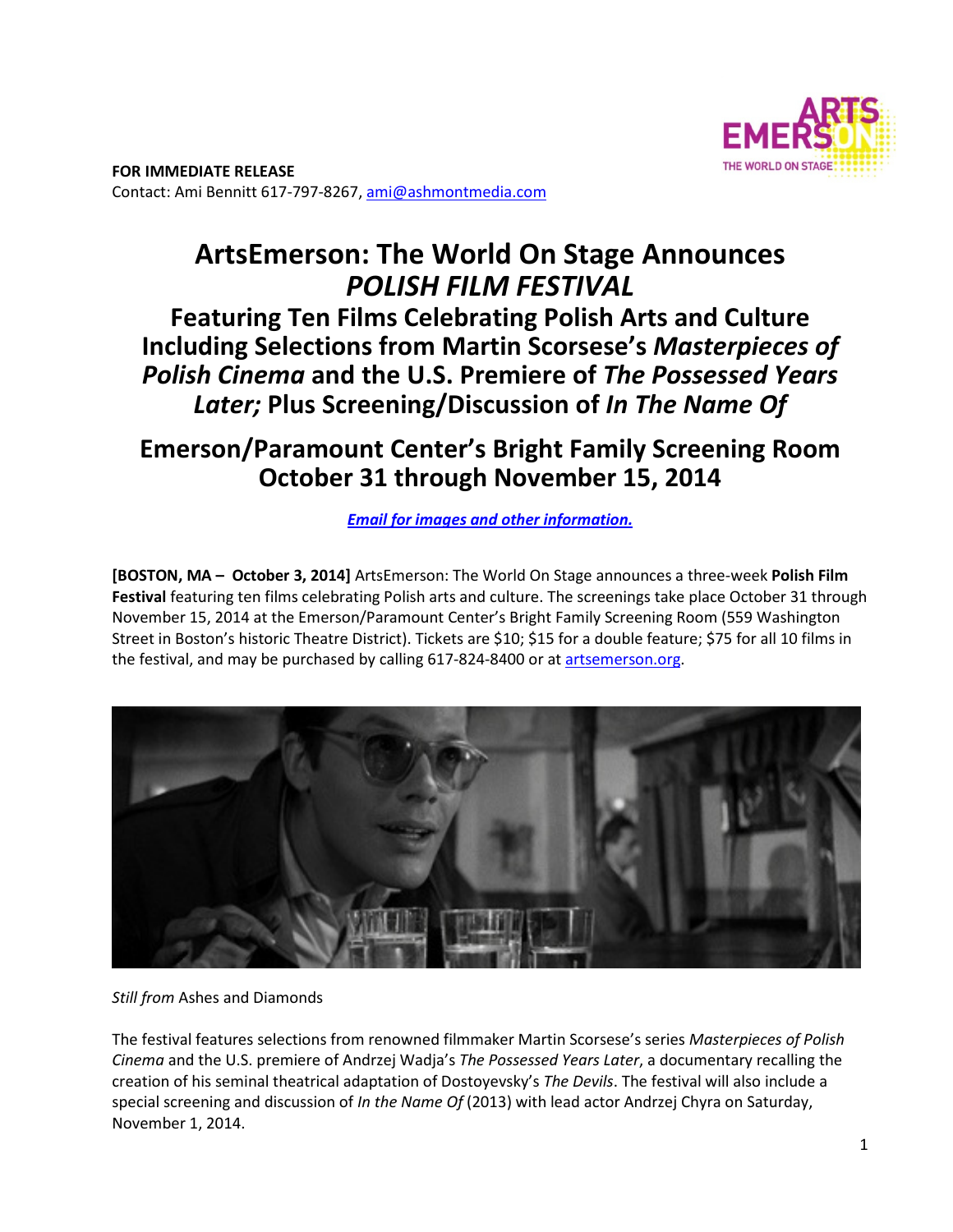**FOR IMMEDIATE RELEASE**
Contact: Ami Bennitt 617-797-8267, ami@ashmontmedia.com

# ArtsEmerson: The World On Stage Announces *POLISH FILM FESTIVAL*

## Featuring Ten Films Celebrating Polish Arts and Culture Including Selections from Martin Scorsese's *Masterpieces of Polish Cinema* and the U.S. Premiere of *The Possessed Years Later;* Plus Screening/Discussion of *In The Name Of*

## Emerson/Paramount Center's Bright Family Screening Room October 31 through November 15, 2014

***Email for images and other information.***

**[BOSTON, MA – October 3, 2014]** ArtsEmerson: The World On Stage announces a three-week **Polish Film Festival** featuring ten films celebrating Polish arts and culture. The screenings take place October 31 through November 15, 2014 at the Emerson/Paramount Center's Bright Family Screening Room (559 Washington Street in Boston's historic Theatre District). Tickets are $10; $15 for a double feature; $75 for all 10 films in the festival, and may be purchased by calling 617-824-8400 or at artsemerson.org.

*Still from* Ashes and Diamonds

The festival features selections from renowned filmmaker Martin Scorsese's series *Masterpieces of Polish Cinema* and the U.S. premiere of Andrzej Wadja's *The Possessed Years Later*, a documentary recalling the creation of his seminal theatrical adaptation of Dostoyevsky's *The Devils*. The festival will also include a special screening and discussion of *In the Name Of* (2013) with lead actor Andrzej Chyra on Saturday, November 1, 2014.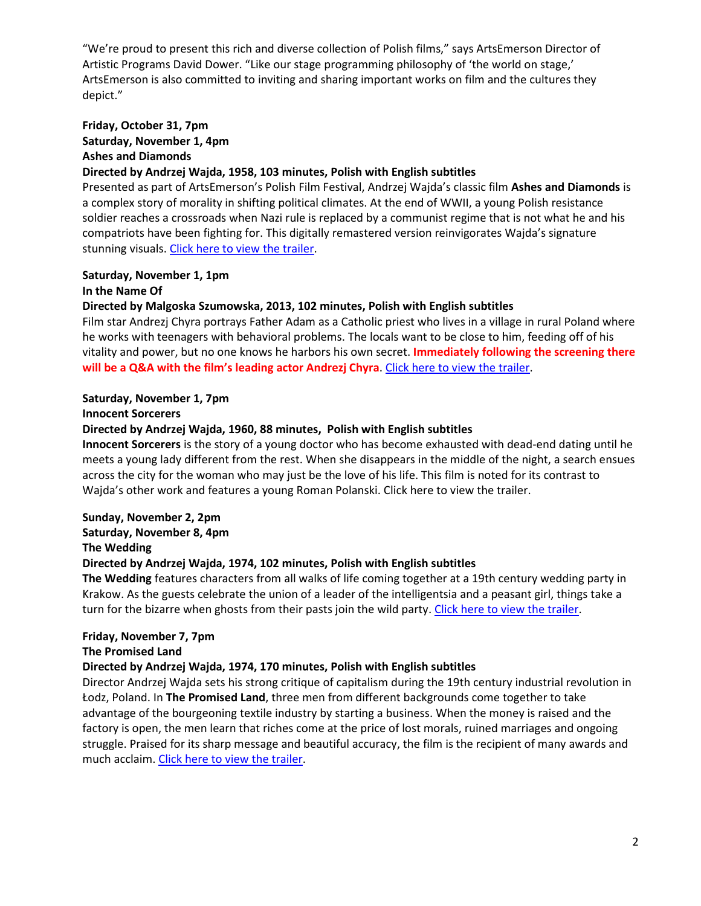"We're proud to present this rich and diverse collection of Polish films," says ArtsEmerson Director of Artistic Programs David Dower. "Like our stage programming philosophy of 'the world on stage,' ArtsEmerson is also committed to inviting and sharing important works on film and the cultures they depict."

**Friday, October 31, 7pm**
**Saturday, November 1, 4pm**
**Ashes and Diamonds**
**Directed by Andrzej Wajda, 1958, 103 minutes, Polish with English subtitles**
Presented as part of ArtsEmerson's Polish Film Festival, Andrzej Wajda's classic film **Ashes and Diamonds** is a complex story of morality in shifting political climates. At the end of WWII, a young Polish resistance soldier reaches a crossroads when Nazi rule is replaced by a communist regime that is not what he and his compatriots have been fighting for. This digitally remastered version reinvigorates Wajda's signature stunning visuals. Click here to view the trailer.

**Saturday, November 1, 1pm**
**In the Name Of**
**Directed by Malgoska Szumowska, 2013, 102 minutes, Polish with English subtitles**
Film star Andrzej Chyra portrays Father Adam as a Catholic priest who lives in a village in rural Poland where he works with teenagers with behavioral problems. The locals want to be close to him, feeding off of his vitality and power, but no one knows he harbors his own secret. **Immediately following the screening there will be a Q&A with the film's leading actor Andrzej Chyra**. Click here to view the trailer.

**Saturday, November 1, 7pm**
**Innocent Sorcerers**
**Directed by Andrzej Wajda, 1960, 88 minutes, Polish with English subtitles**
**Innocent Sorcerers** is the story of a young doctor who has become exhausted with dead-end dating until he meets a young lady different from the rest. When she disappears in the middle of the night, a search ensues across the city for the woman who may just be the love of his life. This film is noted for its contrast to Wajda's other work and features a young Roman Polanski. Click here to view the trailer.

**Sunday, November 2, 2pm**
**Saturday, November 8, 4pm**
**The Wedding**
**Directed by Andrzej Wajda, 1974, 102 minutes, Polish with English subtitles**
**The Wedding** features characters from all walks of life coming together at a 19th century wedding party in Krakow. As the guests celebrate the union of a leader of the intelligentsia and a peasant girl, things take a turn for the bizarre when ghosts from their pasts join the wild party. Click here to view the trailer.

**Friday, November 7, 7pm**
**The Promised Land**
**Directed by Andrzej Wajda, 1974, 170 minutes, Polish with English subtitles**
Director Andrzej Wajda sets his strong critique of capitalism during the 19th century industrial revolution in Łodz, Poland. In **The Promised Land**, three men from different backgrounds come together to take advantage of the bourgeoning textile industry by starting a business. When the money is raised and the factory is open, the men learn that riches come at the price of lost morals, ruined marriages and ongoing struggle. Praised for its sharp message and beautiful accuracy, the film is the recipient of many awards and much acclaim. Click here to view the trailer.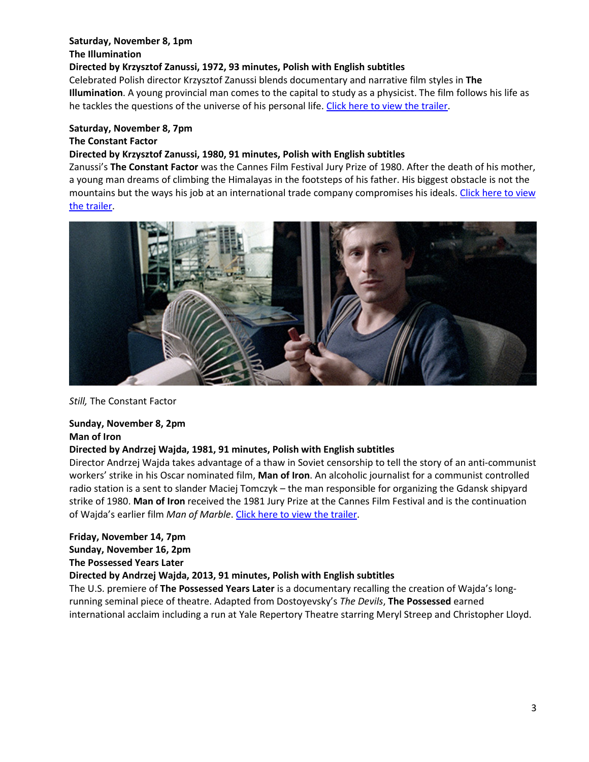**Saturday, November 8, 1pm**
**The Illumination**
**Directed by Krzysztof Zanussi, 1972, 93 minutes, Polish with English subtitles**
Celebrated Polish director Krzysztof Zanussi blends documentary and narrative film styles in **The Illumination**. A young provincial man comes to the capital to study as a physicist. The film follows his life as he tackles the questions of the universe of his personal life. Click here to view the trailer.

**Saturday, November 8, 7pm**
**The Constant Factor**
**Directed by Krzysztof Zanussi, 1980, 91 minutes, Polish with English subtitles**
Zanussi's **The Constant Factor** was the Cannes Film Festival Jury Prize of 1980. After the death of his mother, a young man dreams of climbing the Himalayas in the footsteps of his father. His biggest obstacle is not the mountains but the ways his job at an international trade company compromises his ideals. Click here to view the trailer.

*Still,* The Constant Factor

**Sunday, November 8, 2pm**
**Man of Iron**
**Directed by Andrzej Wajda, 1981, 91 minutes, Polish with English subtitles**
Director Andrzej Wajda takes advantage of a thaw in Soviet censorship to tell the story of an anti-communist workers' strike in his Oscar nominated film, **Man of Iron**. An alcoholic journalist for a communist controlled radio station is a sent to slander Maciej Tomczyk – the man responsible for organizing the Gdansk shipyard strike of 1980. **Man of Iron** received the 1981 Jury Prize at the Cannes Film Festival and is the continuation of Wajda's earlier film *Man of Marble*. Click here to view the trailer.

**Friday, November 14, 7pm**
**Sunday, November 16, 2pm**
**The Possessed Years Later**
**Directed by Andrzej Wajda, 2013, 91 minutes, Polish with English subtitles**
The U.S. premiere of **The Possessed Years Later** is a documentary recalling the creation of Wajda's long-running seminal piece of theatre. Adapted from Dostoyevsky's *The Devils*, **The Possessed** earned international acclaim including a run at Yale Repertory Theatre starring Meryl Streep and Christopher Lloyd.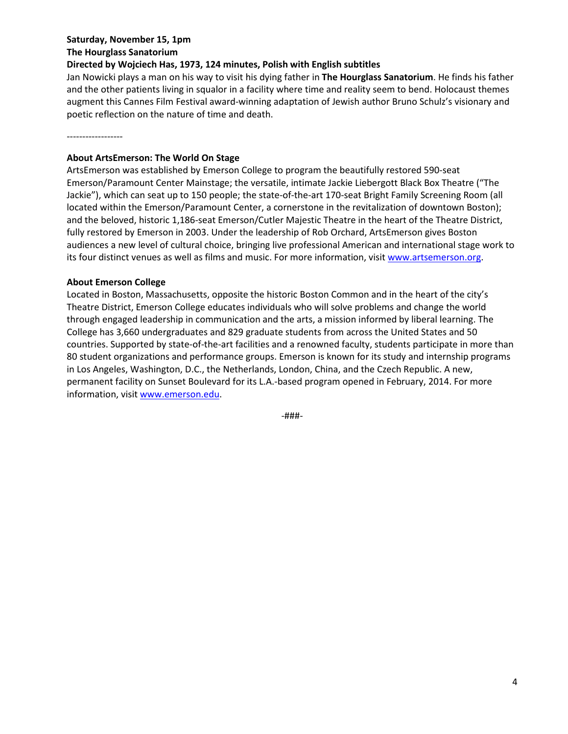**Saturday, November 15, 1pm**
**The Hourglass Sanatorium**
**Directed by Wojciech Has, 1973, 124 minutes, Polish with English subtitles**

Jan Nowicki plays a man on his way to visit his dying father in **The Hourglass Sanatorium**. He finds his father and the other patients living in squalor in a facility where time and reality seem to bend. Holocaust themes augment this Cannes Film Festival award-winning adaptation of Jewish author Bruno Schulz's visionary and poetic reflection on the nature of time and death.

------------------

**About ArtsEmerson: The World On Stage**

ArtsEmerson was established by Emerson College to program the beautifully restored 590-seat Emerson/Paramount Center Mainstage; the versatile, intimate Jackie Liebergott Black Box Theatre ("The Jackie"), which can seat up to 150 people; the state-of-the-art 170-seat Bright Family Screening Room (all located within the Emerson/Paramount Center, a cornerstone in the revitalization of downtown Boston); and the beloved, historic 1,186-seat Emerson/Cutler Majestic Theatre in the heart of the Theatre District, fully restored by Emerson in 2003. Under the leadership of Rob Orchard, ArtsEmerson gives Boston audiences a new level of cultural choice, bringing live professional American and international stage work to its four distinct venues as well as films and music. For more information, visit www.artsemerson.org.

**About Emerson College**

Located in Boston, Massachusetts, opposite the historic Boston Common and in the heart of the city's Theatre District, Emerson College educates individuals who will solve problems and change the world through engaged leadership in communication and the arts, a mission informed by liberal learning. The College has 3,660 undergraduates and 829 graduate students from across the United States and 50 countries. Supported by state-of-the-art facilities and a renowned faculty, students participate in more than 80 student organizations and performance groups. Emerson is known for its study and internship programs in Los Angeles, Washington, D.C., the Netherlands, London, China, and the Czech Republic. A new, permanent facility on Sunset Boulevard for its L.A.-based program opened in February, 2014. For more information, visit www.emerson.edu.

-###-